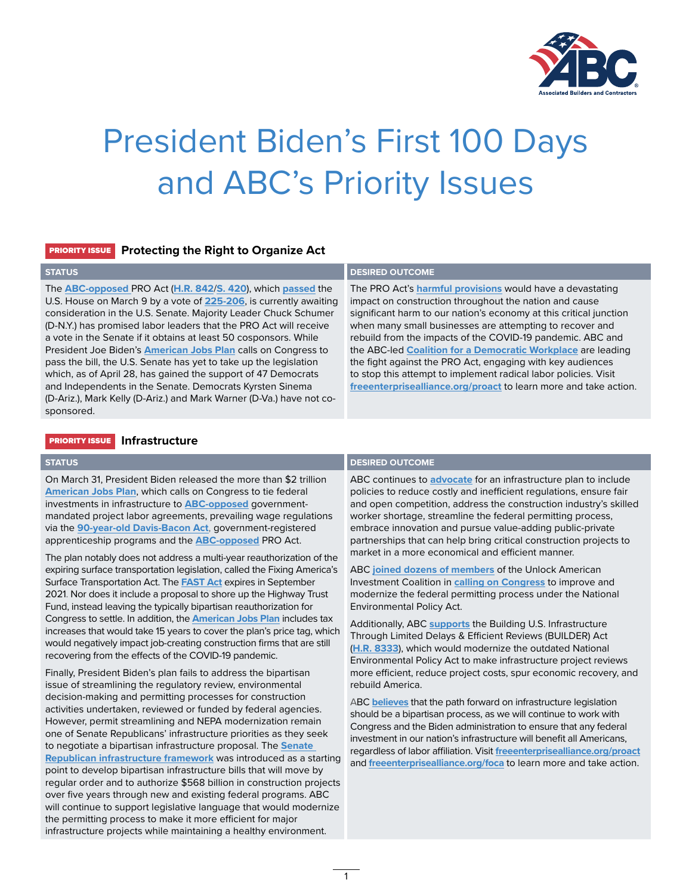# President Biden's First 100 Days and ABC's Priority Issues

## PRIORITY ISSUE Protecting the Right to Organize Act

### STATUS

The ABC-opposed PRO Act (H.R. 842/S. 420), which passed the U.S. House on March 9 by a vote of 225-206, is currently awaiting consideration in the U.S. Senate. Majority Leader Chuck Schumer (D-N.Y.) has promised labor leaders that the PRO Act will receive a vote in the Senate if it obtains at least 50 cosponsors. While President Joe Biden's American Jobs Plan calls on Congress to pass the bill, the U.S. Senate has yet to take up the legislation which, as of April 28, has gained the support of 47 Democrats and Independents in the Senate. Democrats Kyrsten Sinema (D-Ariz.), Mark Kelly (D-Ariz.) and Mark Warner (D-Va.) have not co-sponsored.

### DESIRED OUTCOME

The PRO Act's harmful provisions would have a devastating impact on construction throughout the nation and cause significant harm to our nation's economy at this critical junction when many small businesses are attempting to recover and rebuild from the impacts of the COVID-19 pandemic. ABC and the ABC-led Coalition for a Democratic Workplace are leading the fight against the PRO Act, engaging with key audiences to stop this attempt to implement radical labor policies. Visit freeenterprisealliance.org/proact to learn more and take action.

## PRIORITY ISSUE Infrastructure

### STATUS

On March 31, President Biden released the more than $2 trillion American Jobs Plan, which calls on Congress to tie federal investments in infrastructure to ABC-opposed government-mandated project labor agreements, prevailing wage regulations via the 90-year-old Davis-Bacon Act, government-registered apprenticeship programs and the ABC-opposed PRO Act.

The plan notably does not address a multi-year reauthorization of the expiring surface transportation legislation, called the Fixing America's Surface Transportation Act. The FAST Act expires in September 2021. Nor does it include a proposal to shore up the Highway Trust Fund, instead leaving the typically bipartisan reauthorization for Congress to settle. In addition, the American Jobs Plan includes tax increases that would take 15 years to cover the plan's price tag, which would negatively impact job-creating construction firms that are still recovering from the effects of the COVID-19 pandemic.

Finally, President Biden's plan fails to address the bipartisan issue of streamlining the regulatory review, environmental decision-making and permitting processes for construction activities undertaken, reviewed or funded by federal agencies. However, permit streamlining and NEPA modernization remain one of Senate Republicans' infrastructure priorities as they seek to negotiate a bipartisan infrastructure proposal. The Senate Republican infrastructure framework was introduced as a starting point to develop bipartisan infrastructure bills that will move by regular order and to authorize $568 billion in construction projects over five years through new and existing federal programs. ABC will continue to support legislative language that would modernize the permitting process to make it more efficient for major infrastructure projects while maintaining a healthy environment.

### DESIRED OUTCOME

ABC continues to advocate for an infrastructure plan to include policies to reduce costly and inefficient regulations, ensure fair and open competition, address the construction industry's skilled worker shortage, streamline the federal permitting process, embrace innovation and pursue value-adding public-private partnerships that can help bring critical construction projects to market in a more economical and efficient manner.

ABC joined dozens of members of the Unlock American Investment Coalition in calling on Congress to improve and modernize the federal permitting process under the National Environmental Policy Act.

Additionally, ABC supports the Building U.S. Infrastructure Through Limited Delays & Efficient Reviews (BUILDER) Act (H.R. 8333), which would modernize the outdated National Environmental Policy Act to make infrastructure project reviews more efficient, reduce project costs, spur economic recovery, and rebuild America.

ABC believes that the path forward on infrastructure legislation should be a bipartisan process, as we will continue to work with Congress and the Biden administration to ensure that any federal investment in our nation's infrastructure will benefit all Americans, regardless of labor affiliation. Visit freeenterprisealliance.org/proact and freeenterprisealliance.org/foca to learn more and take action.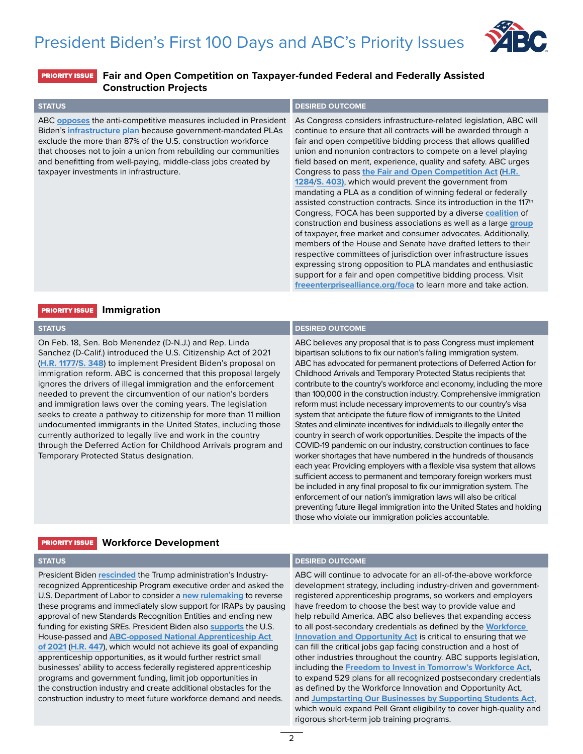# President Biden's First 100 Days and ABC's Priority Issues

## PRIORITY ISSUE: Fair and Open Competition on Taxpayer-funded Federal and Federally Assisted Construction Projects

**STATUS**

ABC opposes the anti-competitive measures included in President Biden's infrastructure plan because government-mandated PLAs exclude the more than 87% of the U.S. construction workforce that chooses not to join a union from rebuilding our communities and benefitting from well-paying, middle-class jobs created by taxpayer investments in infrastructure.

**DESIRED OUTCOME**

As Congress considers infrastructure-related legislation, ABC will continue to ensure that all contracts will be awarded through a fair and open competitive bidding process that allows qualified union and nonunion contractors to compete on a level playing field based on merit, experience, quality and safety. ABC urges Congress to pass the Fair and Open Competition Act (H.R. 1284/S. 403), which would prevent the government from mandating a PLA as a condition of winning federal or federally assisted construction contracts. Since its introduction in the 117th Congress, FOCA has been supported by a diverse coalition of construction and business associations as well as a large group of taxpayer, free market and consumer advocates. Additionally, members of the House and Senate have drafted letters to their respective committees of jurisdiction over infrastructure issues expressing strong opposition to PLA mandates and enthusiastic support for a fair and open competitive bidding process. Visit freeenterprisealliance.org/foca to learn more and take action.

## PRIORITY ISSUE: Immigration

**STATUS**

On Feb. 18, Sen. Bob Menendez (D-N.J.) and Rep. Linda Sanchez (D-Calif.) introduced the U.S. Citizenship Act of 2021 (H.R. 1177/S. 348) to implement President Biden's proposal on immigration reform. ABC is concerned that this proposal largely ignores the drivers of illegal immigration and the enforcement needed to prevent the circumvention of our nation's borders and immigration laws over the coming years. The legislation seeks to create a pathway to citizenship for more than 11 million undocumented immigrants in the United States, including those currently authorized to legally live and work in the country through the Deferred Action for Childhood Arrivals program and Temporary Protected Status designation.

**DESIRED OUTCOME**

ABC believes any proposal that is to pass Congress must implement bipartisan solutions to fix our nation's failing immigration system. ABC has advocated for permanent protections of Deferred Action for Childhood Arrivals and Temporary Protected Status recipients that contribute to the country's workforce and economy, including the more than 100,000 in the construction industry. Comprehensive immigration reform must include necessary improvements to our country's visa system that anticipate the future flow of immigrants to the United States and eliminate incentives for individuals to illegally enter the country in search of work opportunities. Despite the impacts of the COVID-19 pandemic on our industry, construction continues to face worker shortages that have numbered in the hundreds of thousands each year. Providing employers with a flexible visa system that allows sufficient access to permanent and temporary foreign workers must be included in any final proposal to fix our immigration system. The enforcement of our nation's immigration laws will also be critical preventing future illegal immigration into the United States and holding those who violate our immigration policies accountable.

## PRIORITY ISSUE: Workforce Development

**STATUS**

President Biden rescinded the Trump administration's Industry-recognized Apprenticeship Program executive order and asked the U.S. Department of Labor to consider a new rulemaking to reverse these programs and immediately slow support for IRAPs by pausing approval of new Standards Recognition Entities and ending new funding for existing SREs. President Biden also supports the U.S. House-passed and ABC-opposed National Apprenticeship Act of 2021 (H.R. 447), which would not achieve its goal of expanding apprenticeship opportunities, as it would further restrict small businesses' ability to access federally registered apprenticeship programs and government funding, limit job opportunities in the construction industry and create additional obstacles for the construction industry to meet future workforce demand and needs.

**DESIRED OUTCOME**

ABC will continue to advocate for an all-of-the-above workforce development strategy, including industry-driven and government-registered apprenticeship programs, so workers and employers have freedom to choose the best way to provide value and help rebuild America. ABC also believes that expanding access to all post-secondary credentials as defined by the Workforce Innovation and Opportunity Act is critical to ensuring that we can fill the critical jobs gap facing construction and a host of other industries throughout the country. ABC supports legislation, including the Freedom to Invest in Tomorrow's Workforce Act, to expand 529 plans for all recognized postsecondary credentials as defined by the Workforce Innovation and Opportunity Act, and Jumpstarting Our Businesses by Supporting Students Act, which would expand Pell Grant eligibility to cover high-quality and rigorous short-term job training programs.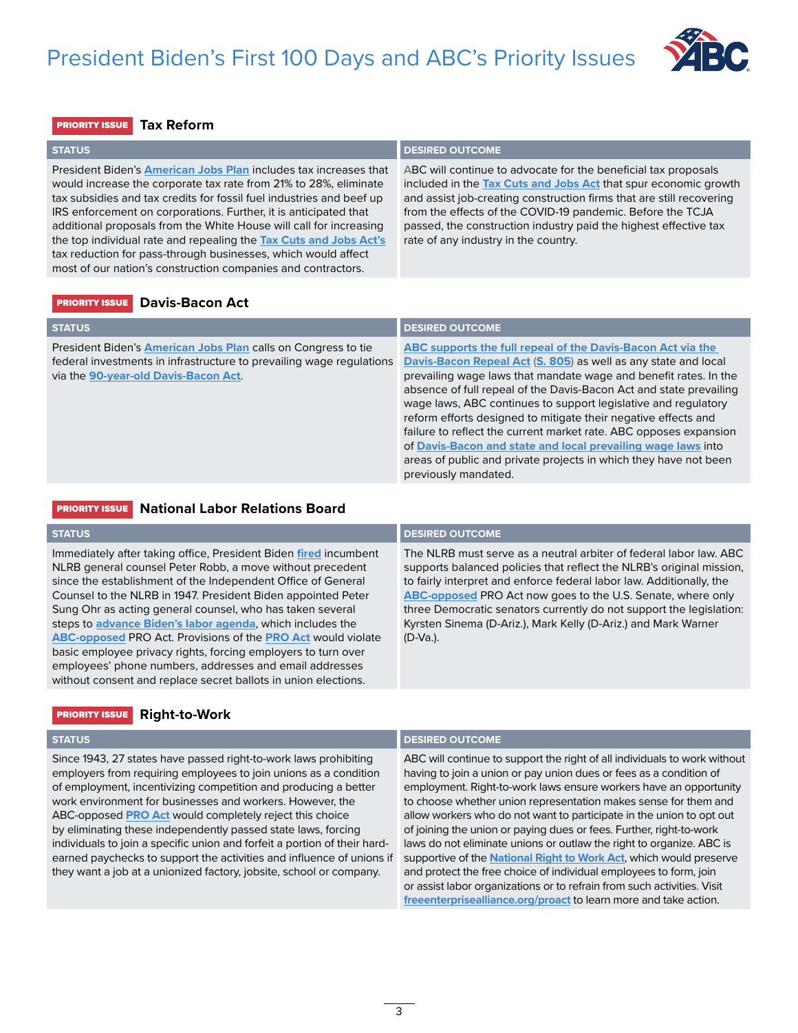# President Biden's First 100 Days and ABC's Priority Issues

## PRIORITY ISSUE Tax Reform

| STATUS | DESIRED OUTCOME |
| --- | --- |
| President Biden's **American Jobs Plan** includes tax increases that would increase the corporate tax rate from 21% to 28%, eliminate tax subsidies and tax credits for fossil fuel industries and beef up IRS enforcement on corporations. Further, it is anticipated that additional proposals from the White House will call for increasing the top individual rate and repealing the **Tax Cuts and Jobs Act's** tax reduction for pass-through businesses, which would affect most of our nation's construction companies and contractors. | ABC will continue to advocate for the beneficial tax proposals included in the **Tax Cuts and Jobs Act** that spur economic growth and assist job-creating construction firms that are still recovering from the effects of the COVID-19 pandemic. Before the TCJA passed, the construction industry paid the highest effective tax rate of any industry in the country. |

## PRIORITY ISSUE Davis-Bacon Act

| STATUS | DESIRED OUTCOME |
| --- | --- |
| President Biden's **American Jobs Plan** calls on Congress to tie federal investments in infrastructure to prevailing wage regulations via the **90-year-old Davis-Bacon Act**. | **ABC supports the full repeal of the Davis-Bacon Act via the Davis-Bacon Repeal Act** (**S. 805**) as well as any state and local prevailing wage laws that mandate wage and benefit rates. In the absence of full repeal of the Davis-Bacon Act and state prevailing wage laws, ABC continues to support legislative and regulatory reform efforts designed to mitigate their negative effects and failure to reflect the current market rate. ABC opposes expansion of **Davis-Bacon and state and local prevailing wage laws** into areas of public and private projects in which they have not been previously mandated. |

## PRIORITY ISSUE National Labor Relations Board

| STATUS | DESIRED OUTCOME |
| --- | --- |
| Immediately after taking office, President Biden **fired** incumbent NLRB general counsel Peter Robb, a move without precedent since the establishment of the Independent Office of General Counsel to the NLRB in 1947. President Biden appointed Peter Sung Ohr as acting general counsel, who has taken several steps to **advance Biden's labor agenda**, which includes the **ABC-opposed** PRO Act. Provisions of the **PRO Act** would violate basic employee privacy rights, forcing employers to turn over employees' phone numbers, addresses and email addresses without consent and replace secret ballots in union elections. | The NLRB must serve as a neutral arbiter of federal labor law. ABC supports balanced policies that reflect the NLRB's original mission, to fairly interpret and enforce federal labor law. Additionally, the **ABC-opposed** PRO Act now goes to the U.S. Senate, where only three Democratic senators currently do not support the legislation: Kyrsten Sinema (D-Ariz.), Mark Kelly (D-Ariz.) and Mark Warner (D-Va.). |

## PRIORITY ISSUE Right-to-Work

| STATUS | DESIRED OUTCOME |
| --- | --- |
| Since 1943, 27 states have passed right-to-work laws prohibiting employers from requiring employees to join unions as a condition of employment, incentivizing competition and producing a better work environment for businesses and workers. However, the ABC-opposed **PRO Act** would completely reject this choice by eliminating these independently passed state laws, forcing individuals to join a specific union and forfeit a portion of their hard-earned paychecks to support the activities and influence of unions if they want a job at a unionized factory, jobsite, school or company. | ABC will continue to support the right of all individuals to work without having to join a union or pay union dues or fees as a condition of employment. Right-to-work laws ensure workers have an opportunity to choose whether union representation makes sense for them and allow workers who do not want to participate in the union to opt out of joining the union or paying dues or fees. Further, right-to-work laws do not eliminate unions or outlaw the right to organize. ABC is supportive of the **National Right to Work Act**, which would preserve and protect the free choice of individual employees to form, join or assist labor organizations or to refrain from such activities. Visit **freeenterprisealliance.org/proact** to learn more and take action. |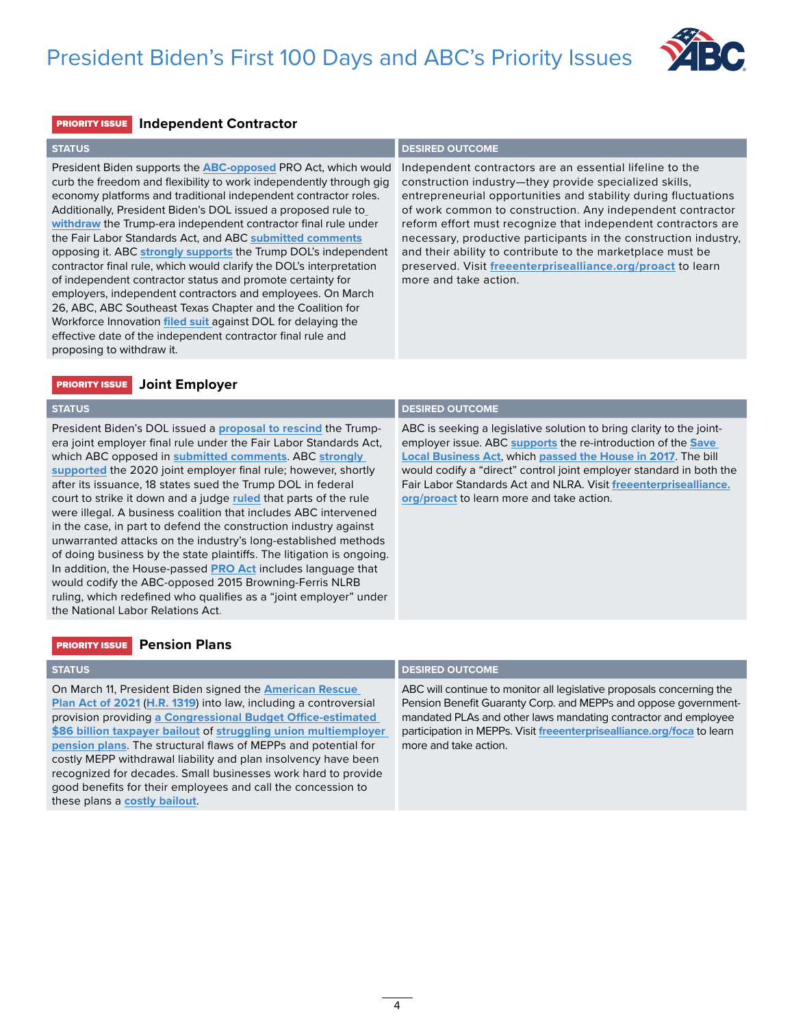# President Biden's First 100 Days and ABC's Priority Issues

## PRIORITY ISSUE Independent Contractor

| STATUS | DESIRED OUTCOME |
| --- | --- |
| President Biden supports the ABC-opposed PRO Act, which would curb the freedom and flexibility to work independently through gig economy platforms and traditional independent contractor roles. Additionally, President Biden's DOL issued a proposed rule to withdraw the Trump-era independent contractor final rule under the Fair Labor Standards Act, and ABC submitted comments opposing it. ABC strongly supports the Trump DOL's independent contractor final rule, which would clarify the DOL's interpretation of independent contractor status and promote certainty for employers, independent contractors and employees. On March 26, ABC, ABC Southeast Texas Chapter and the Coalition for Workforce Innovation filed suit against DOL for delaying the effective date of the independent contractor final rule and proposing to withdraw it. | Independent contractors are an essential lifeline to the construction industry—they provide specialized skills, entrepreneurial opportunities and stability during fluctuations of work common to construction. Any independent contractor reform effort must recognize that independent contractors are necessary, productive participants in the construction industry, and their ability to contribute to the marketplace must be preserved. Visit freeenterprisealliance.org/proact to learn more and take action. |

## PRIORITY ISSUE Joint Employer

| STATUS | DESIRED OUTCOME |
| --- | --- |
| President Biden's DOL issued a proposal to rescind the Trump-era joint employer final rule under the Fair Labor Standards Act, which ABC opposed in submitted comments. ABC strongly supported the 2020 joint employer final rule; however, shortly after its issuance, 18 states sued the Trump DOL in federal court to strike it down and a judge ruled that parts of the rule were illegal. A business coalition that includes ABC intervened in the case, in part to defend the construction industry against unwarranted attacks on the industry's long-established methods of doing business by the state plaintiffs. The litigation is ongoing. In addition, the House-passed PRO Act includes language that would codify the ABC-opposed 2015 Browning-Ferris NLRB ruling, which redefined who qualifies as a "joint employer" under the National Labor Relations Act. | ABC is seeking a legislative solution to bring clarity to the joint-employer issue. ABC supports the re-introduction of the Save Local Business Act, which passed the House in 2017. The bill would codify a "direct" control joint employer standard in both the Fair Labor Standards Act and NLRA. Visit freeenterprisealliance.org/proact to learn more and take action. |

## PRIORITY ISSUE Pension Plans

| STATUS | DESIRED OUTCOME |
| --- | --- |
| On March 11, President Biden signed the American Rescue Plan Act of 2021 (H.R. 1319) into law, including a controversial provision providing a Congressional Budget Office-estimated $86 billion taxpayer bailout of struggling union multiemployer pension plans. The structural flaws of MEPPs and potential for costly MEPP withdrawal liability and plan insolvency have been recognized for decades. Small businesses work hard to provide good benefits for their employees and call the concession to these plans a costly bailout. | ABC will continue to monitor all legislative proposals concerning the Pension Benefit Guaranty Corp. and MEPPs and oppose government-mandated PLAs and other laws mandating contractor and employee participation in MEPPs. Visit freeenterprisealliance.org/foca to learn more and take action. |